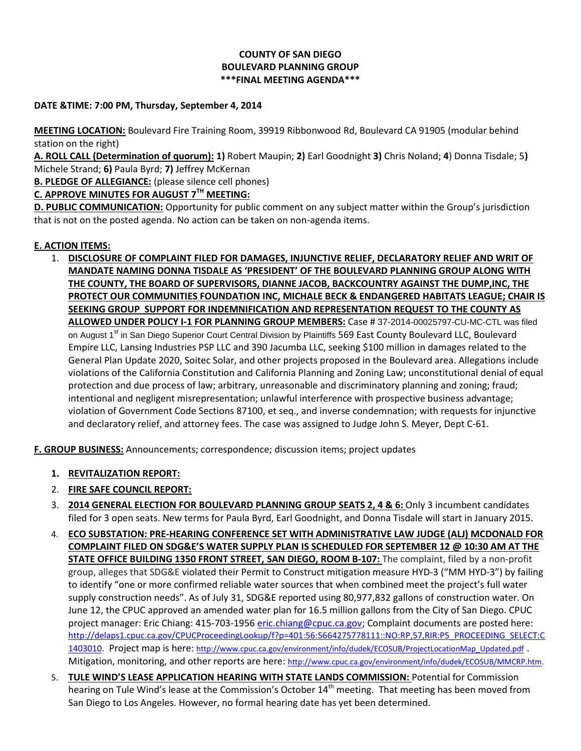**COUNTY OF SAN DIEGO**
**BOULEVARD PLANNING GROUP**
**\*\*\*FINAL MEETING AGENDA\*\*\***

**DATE &TIME: 7:00 PM, Thursday, September 4, 2014**

**MEETING LOCATION:** Boulevard Fire Training Room, 39919 Ribbonwood Rd, Boulevard CA 91905 (modular behind station on the right)

**A. ROLL CALL (Determination of quorum): 1)** Robert Maupin; **2)** Earl Goodnight **3)** Chris Noland; **4**) Donna Tisdale; 5**)** Michele Strand; **6)** Paula Byrd; **7)** Jeffrey McKernan

**B. PLEDGE OF ALLEGIANCE:** (please silence cell phones)

**C. APPROVE MINUTES FOR AUGUST 7TH MEETING:**

**D. PUBLIC COMMUNICATION:** Opportunity for public comment on any subject matter within the Group's jurisdiction that is not on the posted agenda. No action can be taken on non-agenda items.

**E. ACTION ITEMS:**

1. **DISCLOSURE OF COMPLAINT FILED FOR DAMAGES, INJUNCTIVE RELIEF, DECLARATORY RELIEF AND WRIT OF MANDATE NAMING DONNA TISDALE AS 'PRESIDENT' OF THE BOULEVARD PLANNING GROUP ALONG WITH THE COUNTY, THE BOARD OF SUPERVISORS, DIANNE JACOB, BACKCOUNTRY AGAINST THE DUMP,INC, THE PROTECT OUR COMMUNITIES FOUNDATION INC, MICHALE BECK & ENDANGERED HABITATS LEAGUE; CHAIR IS SEEKING GROUP SUPPORT FOR INDEMNIFICATION AND REPRESENTATION REQUEST TO THE COUNTY AS ALLOWED UNDER POLICY I-1 FOR PLANNING GROUP MEMBERS:** Case # 37-2014-00025797-CU-MC-CTL was filed on August 1st in San Diego Superior Court Central Division by Plaintiffs 569 East County Boulevard LLC, Boulevard Empire LLC, Lansing Industries PSP LLC and 390 Jacumba LLC, seeking $100 million in damages related to the General Plan Update 2020, Soitec Solar, and other projects proposed in the Boulevard area. Allegations include violations of the California Constitution and California Planning and Zoning Law; unconstitutional denial of equal protection and due process of law; arbitrary, unreasonable and discriminatory planning and zoning; fraud; intentional and negligent misrepresentation; unlawful interference with prospective business advantage; violation of Government Code Sections 87100, et seq., and inverse condemnation; with requests for injunctive and declaratory relief, and attorney fees. The case was assigned to Judge John S. Meyer, Dept C-61.

**F. GROUP BUSINESS:** Announcements; correspondence; discussion items; project updates

1. **REVITALIZATION REPORT:**
2. **FIRE SAFE COUNCIL REPORT:**
3. **2014 GENERAL ELECTION FOR BOULEVARD PLANNING GROUP SEATS 2, 4 & 6:** Only 3 incumbent candidates filed for 3 open seats. New terms for Paula Byrd, Earl Goodnight, and Donna Tisdale will start in January 2015.
4. **ECO SUBSTATION: PRE-HEARING CONFERENCE SET WITH ADMINISTRATIVE LAW JUDGE (ALJ) MCDONALD FOR COMPLAINT FILED ON SDG&E'S WATER SUPPLY PLAN IS SCHEDULED FOR SEPTEMBER 12 @ 10:30 AM AT THE STATE OFFICE BUILDING 1350 FRONT STREET, SAN DIEGO, ROOM B-107:** The complaint, filed by a non-profit group, alleges that SDG&E violated their Permit to Construct mitigation measure HYD-3 ("MM HYD-3") by failing to identify "one or more confirmed reliable water sources that when combined meet the project's full water supply construction needs". As of July 31, SDG&E reported using 80,977,832 gallons of construction water. On June 12, the CPUC approved an amended water plan for 16.5 million gallons from the City of San Diego. CPUC project manager: Eric Chiang: 415-703-1956 eric.chiang@cpuc.ca.gov; Complaint documents are posted here: http://delaps1.cpuc.ca.gov/CPUCProceedingLookup/f?p=401:56:5664275778111::NO:RP,57,RIR:P5_PROCEEDING_SELECT:C1403010. Project map is here: http://www.cpuc.ca.gov/environment/info/dudek/ECOSUB/ProjectLocationMap_Updated.pdf . Mitigation, monitoring, and other reports are here: http://www.cpuc.ca.gov/environment/info/dudek/ECOSUB/MMCRP.htm.
5. **TULE WIND'S LEASE APPLICATION HEARING WITH STATE LANDS COMMISSION:** Potential for Commission hearing on Tule Wind's lease at the Commission's October 14th meeting. That meeting has been moved from San Diego to Los Angeles. However, no formal hearing date has yet been determined.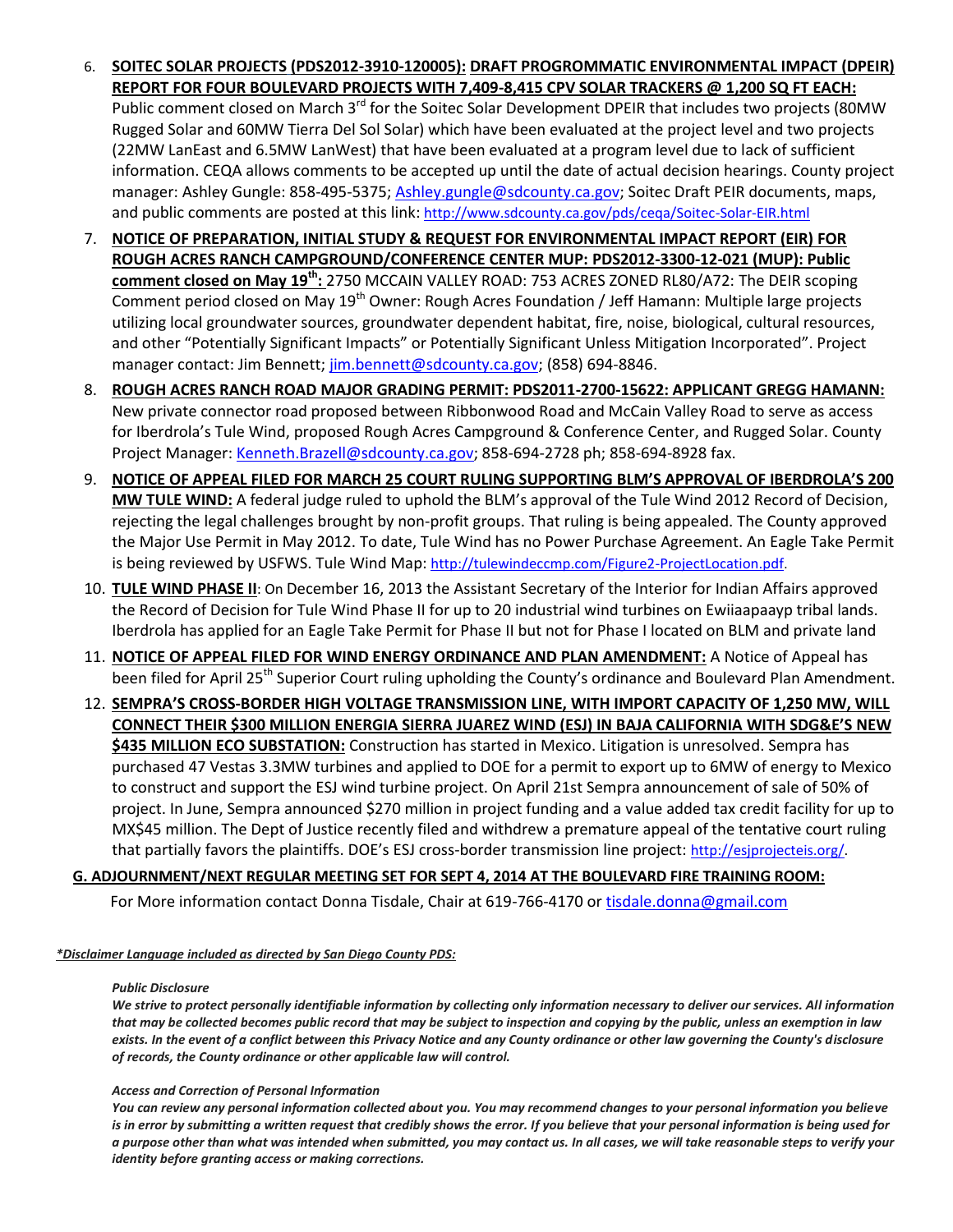6. **SOITEC SOLAR PROJECTS (PDS2012-3910-120005): DRAFT PROGROMMATIC ENVIRONMENTAL IMPACT (DPEIR) REPORT FOR FOUR BOULEVARD PROJECTS WITH 7,409-8,415 CPV SOLAR TRACKERS @ 1,200 SQ FT EACH:** Public comment closed on March 3rd for the Soitec Solar Development DPEIR that includes two projects (80MW Rugged Solar and 60MW Tierra Del Sol Solar) which have been evaluated at the project level and two projects (22MW LanEast and 6.5MW LanWest) that have been evaluated at a program level due to lack of sufficient information. CEQA allows comments to be accepted up until the date of actual decision hearings. County project manager: Ashley Gungle: 858-495-5375; Ashley.gungle@sdcounty.ca.gov; Soitec Draft PEIR documents, maps, and public comments are posted at this link: http://www.sdcounty.ca.gov/pds/ceqa/Soitec-Solar-EIR.html

7. **NOTICE OF PREPARATION, INITIAL STUDY & REQUEST FOR ENVIRONMENTAL IMPACT REPORT (EIR) FOR ROUGH ACRES RANCH CAMPGROUND/CONFERENCE CENTER MUP: PDS2012-3300-12-021 (MUP): Public comment closed on May 19th:** 2750 MCCAIN VALLEY ROAD: 753 ACRES ZONED RL80/A72: The DEIR scoping Comment period closed on May 19th Owner: Rough Acres Foundation / Jeff Hamann: Multiple large projects utilizing local groundwater sources, groundwater dependent habitat, fire, noise, biological, cultural resources, and other "Potentially Significant Impacts" or Potentially Significant Unless Mitigation Incorporated". Project manager contact: Jim Bennett; jim.bennett@sdcounty.ca.gov; (858) 694-8846.

8. **ROUGH ACRES RANCH ROAD MAJOR GRADING PERMIT: PDS2011-2700-15622: APPLICANT GREGG HAMANN:** New private connector road proposed between Ribbonwood Road and McCain Valley Road to serve as access for Iberdrola's Tule Wind, proposed Rough Acres Campground & Conference Center, and Rugged Solar. County Project Manager: Kenneth.Brazell@sdcounty.ca.gov; 858-694-2728 ph; 858-694-8928 fax.

9. **NOTICE OF APPEAL FILED FOR MARCH 25 COURT RULING SUPPORTING BLM'S APPROVAL OF IBERDROLA'S 200 MW TULE WIND:** A federal judge ruled to uphold the BLM's approval of the Tule Wind 2012 Record of Decision, rejecting the legal challenges brought by non-profit groups. That ruling is being appealed. The County approved the Major Use Permit in May 2012. To date, Tule Wind has no Power Purchase Agreement. An Eagle Take Permit is being reviewed by USFWS. Tule Wind Map: http://tulewindeccmp.com/Figure2-ProjectLocation.pdf.

10. **TULE WIND PHASE II**: On December 16, 2013 the Assistant Secretary of the Interior for Indian Affairs approved the Record of Decision for Tule Wind Phase II for up to 20 industrial wind turbines on Ewiiaapaayp tribal lands. Iberdrola has applied for an Eagle Take Permit for Phase II but not for Phase I located on BLM and private land

11. **NOTICE OF APPEAL FILED FOR WIND ENERGY ORDINANCE AND PLAN AMENDMENT:** A Notice of Appeal has been filed for April 25th Superior Court ruling upholding the County's ordinance and Boulevard Plan Amendment.

12. **SEMPRA'S CROSS-BORDER HIGH VOLTAGE TRANSMISSION LINE, WITH IMPORT CAPACITY OF 1,250 MW, WILL CONNECT THEIR $300 MILLION ENERGIA SIERRA JUAREZ WIND (ESJ) IN BAJA CALIFORNIA WITH SDG&E'S NEW $435 MILLION ECO SUBSTATION:** Construction has started in Mexico. Litigation is unresolved. Sempra has purchased 47 Vestas 3.3MW turbines and applied to DOE for a permit to export up to 6MW of energy to Mexico to construct and support the ESJ wind turbine project. On April 21st Sempra announcement of sale of 50% of project. In June, Sempra announced $270 million in project funding and a value added tax credit facility for up to MX$45 million. The Dept of Justice recently filed and withdrew a premature appeal of the tentative court ruling that partially favors the plaintiffs. DOE's ESJ cross-border transmission line project: http://esjprojecteis.org/.

**G. ADJOURNMENT/NEXT REGULAR MEETING SET FOR SEPT 4, 2014 AT THE BOULEVARD FIRE TRAINING ROOM:**

For More information contact Donna Tisdale, Chair at 619-766-4170 or tisdale.donna@gmail.com

***\*Disclaimer Language included as directed by San Diego County PDS:***

***Public Disclosure***

***We strive to protect personally identifiable information by collecting only information necessary to deliver our services. All information that may be collected becomes public record that may be subject to inspection and copying by the public, unless an exemption in law exists. In the event of a conflict between this Privacy Notice and any County ordinance or other law governing the County's disclosure of records, the County ordinance or other applicable law will control.***

***Access and Correction of Personal Information***

***You can review any personal information collected about you. You may recommend changes to your personal information you believe is in error by submitting a written request that credibly shows the error. If you believe that your personal information is being used for a purpose other than what was intended when submitted, you may contact us. In all cases, we will take reasonable steps to verify your identity before granting access or making corrections.***